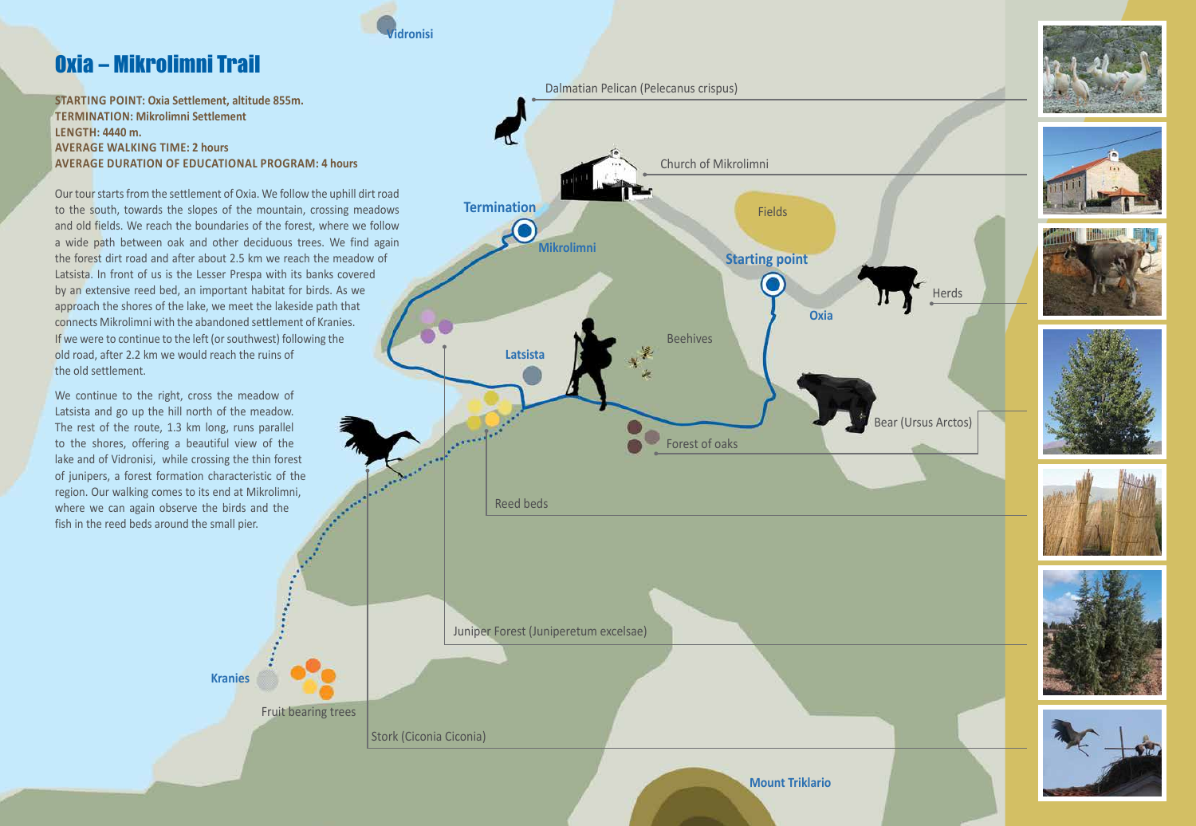# Oxia – Mikrolimni Trail

**STARTING POINT: Oxia Settlement, altitude 855m.**
**TERMINATION: Mikrolimni Settlement**
**LENGTH: 4440 m.**
**AVERAGE WALKING TIME: 2 hours**
**AVERAGE DURATION OF EDUCATIONAL PROGRAM: 4 hours**

Our tour starts from the settlement of Oxia. We follow the uphill dirt road to the south, towards the slopes of the mountain, crossing meadows and old fields. We reach the boundaries of the forest, where we follow a wide path between oak and other deciduous trees. We find again the forest dirt road and after about 2.5 km we reach the meadow of Latsista. In front of us is the Lesser Prespa with its banks covered by an extensive reed bed, an important habitat for birds. As we approach the shores of the lake, we meet the lakeside path that connects Mikrolimni with the abandoned settlement of Kranies. If we were to continue to the left (or southwest) following the old road, after 2.2 km we would reach the ruins of the old settlement.

We continue to the right, cross the meadow of Latsista and go up the hill north of the meadow. The rest of the route, 1.3 km long, runs parallel to the shores, offering a beautiful view of the lake and of Vidronisi, while crossing the thin forest of junipers, a forest formation characteristic of the region. Our walking comes to its end at Mikrolimni, where we can again observe the birds and the fish in the reed beds around the small pier.

Vidronisi

Dalmatian Pelican (Pelecanus crispus)

Church of Mikrolimni

Termination

Mikrolimni

Fields

Starting point

Oxia

Herds

Beehives

Latsista

Bear (Ursus Arctos)

Forest of oaks

Reed beds

Juniper Forest (Juniperetum excelsae)

Kranies

Fruit bearing trees

Stork (Ciconia Ciconia)

Mount Triklario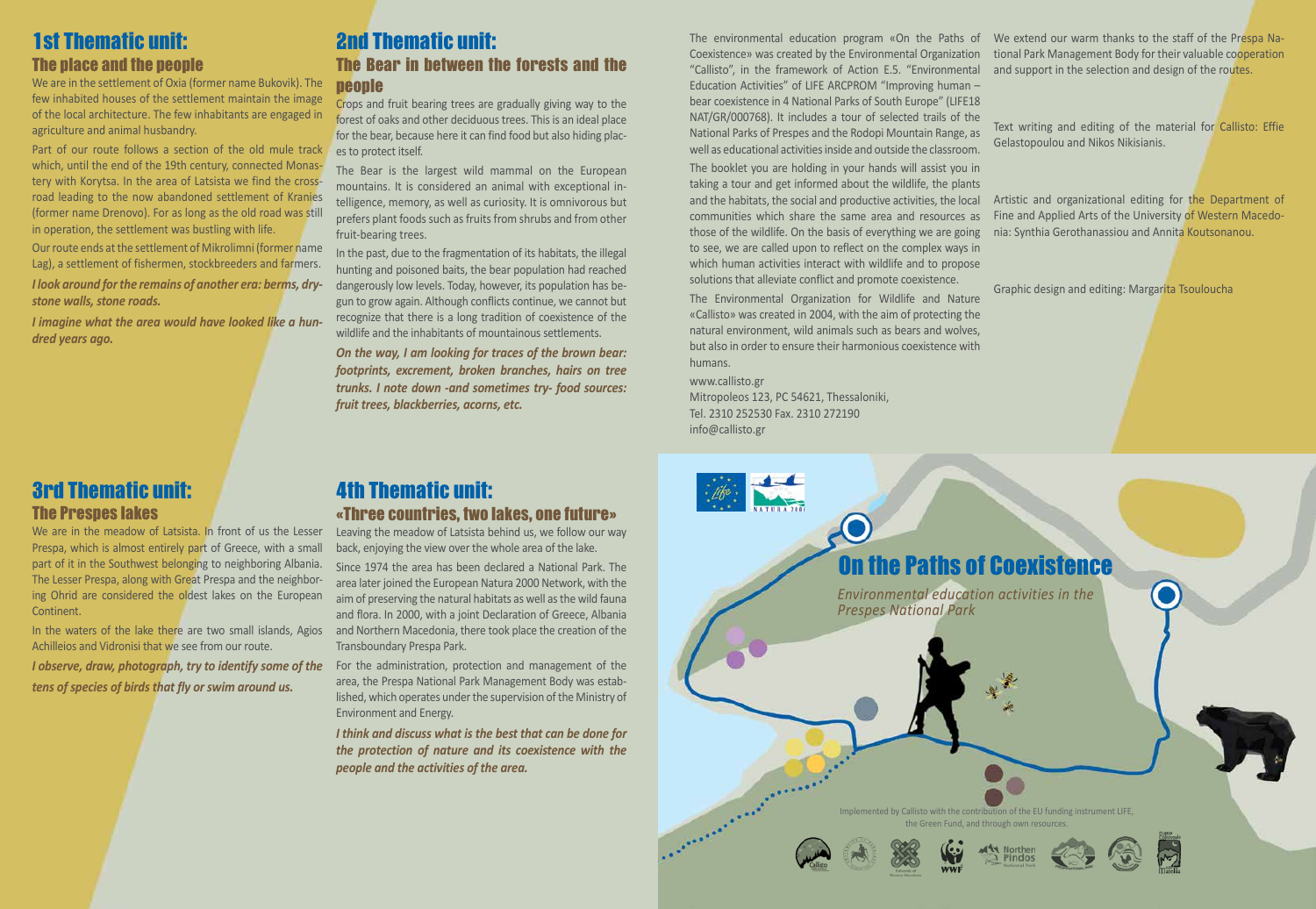# 1st Thematic unit:

## The place and the people

We are in the settlement of Oxia (former name Bukovik). The few inhabited houses of the settlement maintain the image of the local architecture. The few inhabitants are engaged in agriculture and animal husbandry.

Part of our route follows a section of the old mule track which, until the end of the 19th century, connected Monastery with Korytsa. In the area of Latsista we find the crossroad leading to the now abandoned settlement of Kranies (former name Drenovo). For as long as the old road was still in operation, the settlement was bustling with life.

Our route ends at the settlement of Mikrolimni (former name Lag), a settlement of fishermen, stockbreeders and farmers.

***I look around for the remains of another era: berms, drystone walls, stone roads.***

***I imagine what the area would have looked like a hundred years ago.***

# 2nd Thematic unit:

## The Bear in between the forests and the people

Crops and fruit bearing trees are gradually giving way to the forest of oaks and other deciduous trees. This is an ideal place for the bear, because here it can find food but also hiding places to protect itself.

The Bear is the largest wild mammal on the European mountains. It is considered an animal with exceptional intelligence, memory, as well as curiosity. It is omnivorous but prefers plant foods such as fruits from shrubs and from other fruit-bearing trees.

In the past, due to the fragmentation of its habitats, the illegal hunting and poisoned baits, the bear population had reached dangerously low levels. Today, however, its population has begun to grow again. Although conflicts continue, we cannot but recognize that there is a long tradition of coexistence of the wildlife and the inhabitants of mountainous settlements.

***On the way, I am looking for traces of the brown bear: footprints, excrement, broken branches, hairs on tree trunks. I note down -and sometimes try- food sources: fruit trees, blackberries, acorns, etc.***

# 3rd Thematic unit:

## The Prespes lakes

We are in the meadow of Latsista. In front of us the Lesser Prespa, which is almost entirely part of Greece, with a small part of it in the Southwest belonging to neighboring Albania. The Lesser Prespa, along with Great Prespa and the neighboring Ohrid are considered the oldest lakes on the European Continent.

In the waters of the lake there are two small islands, Agios Achilleios and Vidronisi that we see from our route.

***I observe, draw, photograph, try to identify some of the tens of species of birds that fly or swim around us.***

# 4th Thematic unit:

## «Three countries, two lakes, one future»

Leaving the meadow of Latsista behind us, we follow our way back, enjoying the view over the whole area of the lake.

Since 1974 the area has been declared a National Park. The area later joined the European Natura 2000 Network, with the aim of preserving the natural habitats as well as the wild fauna and flora. In 2000, with a joint Declaration of Greece, Albania and Northern Macedonia, there took place the creation of the Transboundary Prespa Park.

For the administration, protection and management of the area, the Prespa National Park Management Body was established, which operates under the supervision of the Ministry of Environment and Energy.

***I think and discuss what is the best that can be done for the protection of nature and its coexistence with the people and the activities of the area.***

The environmental education program «On the Paths of Coexistence» was created by the Environmental Organization "Callisto", in the framework of Action E.5. "Environmental Education Activities" of LIFE ARCPROM "Improving human – bear coexistence in 4 National Parks of South Europe" (LIFE18 NAT/GR/000768). It includes a tour of selected trails of the National Parks of Prespes and the Rodopi Mountain Range, as well as educational activities inside and outside the classroom.

The booklet you are holding in your hands will assist you in taking a tour and get informed about the wildlife, the plants and the habitats, the social and productive activities, the local communities which share the same area and resources as those of the wildlife. On the basis of everything we are going to see, we are called upon to reflect on the complex ways in which human activities interact with wildlife and to propose solutions that alleviate conflict and promote coexistence.

The Environmental Organization for Wildlife and Nature «Callisto» was created in 2004, with the aim of protecting the natural environment, wild animals such as bears and wolves, but also in order to ensure their harmonious coexistence with humans.

www.callisto.gr
Mitropoleos 123, PC 54621, Thessaloniki,
Tel. 2310 252530 Fax. 2310 272190
info@callisto.gr

We extend our warm thanks to the staff of the Prespa National Park Management Body for their valuable cooperation and support in the selection and design of the routes.

Text writing and editing of the material for Callisto: Effie Gelastopoulou and Nikos Nikisianis.

Artistic and organizational editing for the Department of Fine and Applied Arts of the University of Western Macedonia: Synthia Gerothanassiou and Annita Koutsonanou.

Graphic design and editing: Margarita Tsouloucha

# On the Paths of Coexistence

*Environmental education activities in the Prespes National Park*

Implemented by Callisto with the contribution of the EU funding instrument LIFE, the Green Fund, and through own resources.